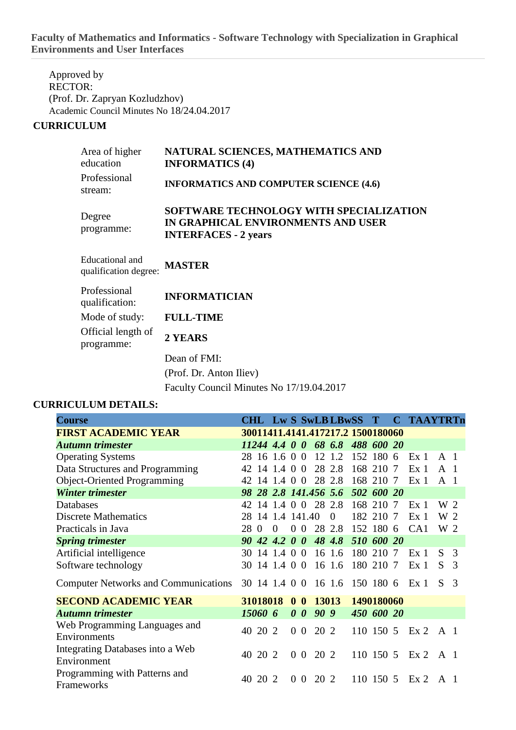**Faculty of Mathematics and Informatics - Software Technology with Specialization in Graphical Environments and User Interfaces**

Approved by
RECTOR:
(Prof. Dr. Zapryan Kozludzhov)
Academic Council Minutes No 18/24.04.2017

## CURRICULUM

| | |
|---|---|
| Area of higher education | **NATURAL SCIENCES, MATHEMATICS AND INFORMATICS (4)** |
| Professional stream: | **INFORMATICS AND COMPUTER SCIENCE (4.6)** |
| Degree programme: | **SOFTWARE TECHNOLOGY WITH SPECIALIZATION IN GRAPHICAL ENVIRONMENTS AND USER INTERFACES - 2 years** |
| Educational and qualification degree: | **MASTER** |
| Professional qualification: | **INFORMATICIAN** |
| Mode of study: | **FULL-TIME** |
| Official length of programme: | **2 YEARS** |
| | Dean of FMI: |
| | (Prof. Dr. Anton Iliev) |
| | Faculty Council Minutes No 17/19.04.2017 |

## CURRICULUM DETAILS:

| Course | CH | L | Lw | S | Sw | LB | LBw | SS | T | C | TA | AY | TR | Tn |
|---|---|---|---|---|---|---|---|---|---|---|---|---|---|---|
| **FIRST ACADEMIC YEAR** | **300** | **114** | **11.4** | **14** | **1.4** | **172** | **17.2** | **1500** | **1800** | **60** | | | | |
| ***Autumn trimester*** | ***112*** | ***44*** | ***4.4*** | ***0*** | ***0*** | ***68*** | ***6.8*** | ***488*** | ***600*** | ***20*** | | | | |
| Operating Systems | 28 | 16 | 1.6 | 0 | 0 | 12 | 1.2 | 152 | 180 | 6 | Ex | 1 | A | 1 |
| Data Structures and Programming | 42 | 14 | 1.4 | 0 | 0 | 28 | 2.8 | 168 | 210 | 7 | Ex | 1 | A | 1 |
| Object-Oriented Programming | 42 | 14 | 1.4 | 0 | 0 | 28 | 2.8 | 168 | 210 | 7 | Ex | 1 | A | 1 |
| ***Winter trimester*** | ***98*** | ***28*** | ***2.8*** | ***14*** | ***1.4*** | ***56*** | ***5.6*** | ***502*** | ***600*** | ***20*** | | | | |
| Databases | 42 | 14 | 1.4 | 0 | 0 | 28 | 2.8 | 168 | 210 | 7 | Ex | 1 | W | 2 |
| Discrete Mathematics | 28 | 14 | 1.4 | 14 | 1.4 | 0 | 0 | 182 | 210 | 7 | Ex | 1 | W | 2 |
| Practicals in Java | 28 | 0 | 0 | 0 | 0 | 28 | 2.8 | 152 | 180 | 6 | CA | 1 | W | 2 |
| ***Spring trimester*** | ***90*** | ***42*** | ***4.2*** | ***0*** | ***0*** | ***48*** | ***4.8*** | ***510*** | ***600*** | ***20*** | | | | |
| Artificial intelligence | 30 | 14 | 1.4 | 0 | 0 | 16 | 1.6 | 180 | 210 | 7 | Ex | 1 | S | 3 |
| Software technology | 30 | 14 | 1.4 | 0 | 0 | 16 | 1.6 | 180 | 210 | 7 | Ex | 1 | S | 3 |
| Computer Networks and Communications | 30 | 14 | 1.4 | 0 | 0 | 16 | 1.6 | 150 | 180 | 6 | Ex | 1 | S | 3 |
| **SECOND ACADEMIC YEAR** | **310** | **180** | **18** | **0** | **0** | **130** | **13** | **1490** | **1800** | **60** | | | | |
| ***Autumn trimester*** | ***150*** | ***60*** | ***6*** | ***0*** | ***0*** | ***90*** | ***9*** | ***450*** | ***600*** | ***20*** | | | | |
| Web Programming Languages and Environments | 40 | 20 | 2 | 0 | 0 | 20 | 2 | 110 | 150 | 5 | Ex | 2 | A | 1 |
| Integrating Databases into a Web Environment | 40 | 20 | 2 | 0 | 0 | 20 | 2 | 110 | 150 | 5 | Ex | 2 | A | 1 |
| Programming with Patterns and Frameworks | 40 | 20 | 2 | 0 | 0 | 20 | 2 | 110 | 150 | 5 | Ex | 2 | A | 1 |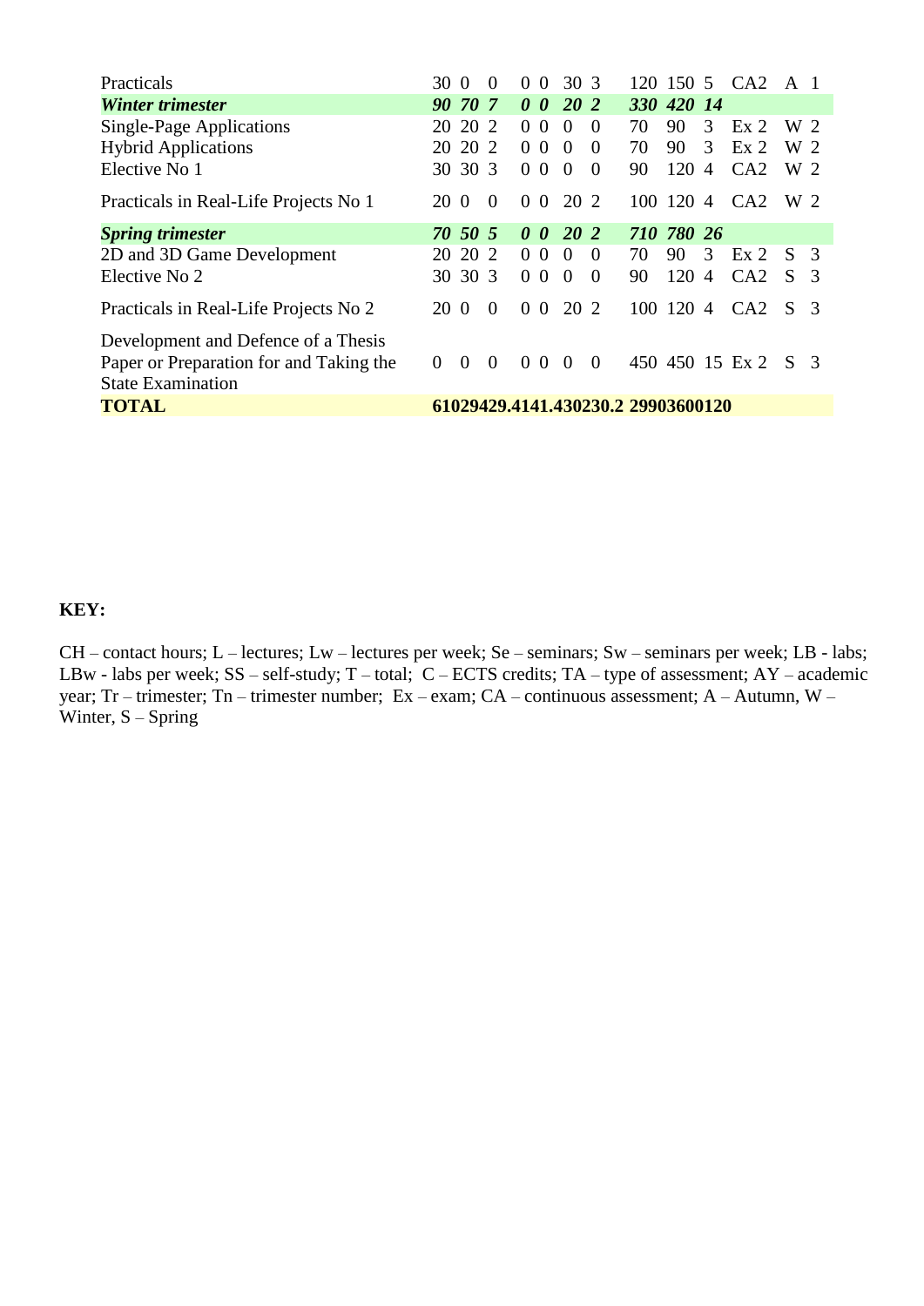| | | | | | | | | | | | | | |
|---|---|---|---|---|---|---|---|---|---|---|---|---|---|
| Practicals | 30 | 0 | 0 | 0 | 0 | 30 | 3 | 120 | 150 | 5 | CA2 | A | 1 |
| ***Winter trimester*** | ***90*** | ***70*** | ***7*** | ***0*** | ***0*** | ***20*** | ***2*** | ***330*** | ***420*** | ***14*** | | | |
| Single-Page Applications | 20 | 20 | 2 | 0 | 0 | 0 | 0 | 70 | 90 | 3 | Ex 2 | W | 2 |
| Hybrid Applications | 20 | 20 | 2 | 0 | 0 | 0 | 0 | 70 | 90 | 3 | Ex 2 | W | 2 |
| Elective No 1 | 30 | 30 | 3 | 0 | 0 | 0 | 0 | 90 | 120 | 4 | CA2 | W | 2 |
| Practicals in Real-Life Projects No 1 | 20 | 0 | 0 | 0 | 0 | 20 | 2 | 100 | 120 | 4 | CA2 | W | 2 |
| ***Spring trimester*** | ***70*** | ***50*** | ***5*** | ***0*** | ***0*** | ***20*** | ***2*** | ***710*** | ***780*** | ***26*** | | | |
| 2D and 3D Game Development | 20 | 20 | 2 | 0 | 0 | 0 | 0 | 70 | 90 | 3 | Ex 2 | S | 3 |
| Elective No 2 | 30 | 30 | 3 | 0 | 0 | 0 | 0 | 90 | 120 | 4 | CA2 | S | 3 |
| Practicals in Real-Life Projects No 2 | 20 | 0 | 0 | 0 | 0 | 20 | 2 | 100 | 120 | 4 | CA2 | S | 3 |
| Development and Defence of a Thesis Paper or Preparation for and Taking the State Examination | 0 | 0 | 0 | 0 | 0 | 0 | 0 | 450 | 450 | 15 | Ex 2 | S | 3 |
| **TOTAL** | **61029429.4141.430230.2 29903600120** | | | | | | | | | | | | |

**KEY:**

CH – contact hours; L – lectures; Lw – lectures per week; Se – seminars; Sw – seminars per week; LB - labs; LBw - labs per week; SS – self-study; T – total; C – ECTS credits; TA – type of assessment; AY – academic year; Tr – trimester; Tn – trimester number; Ex – exam; CA – continuous assessment; A – Autumn, W – Winter, S – Spring